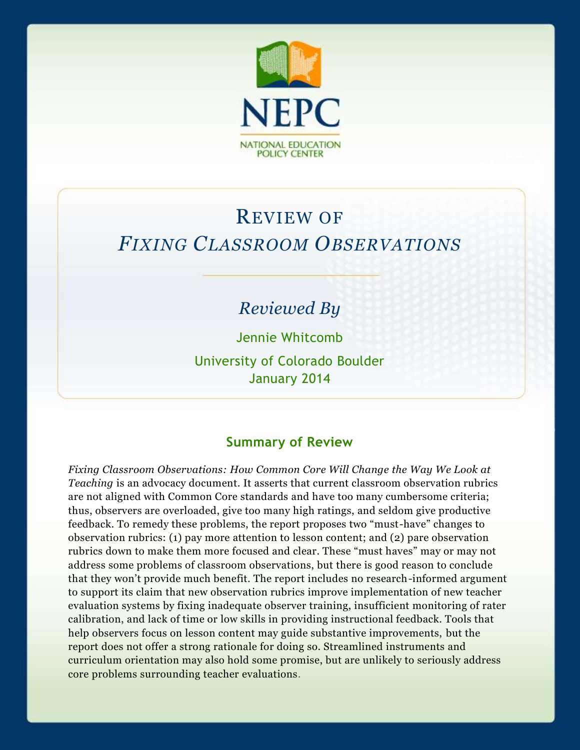# NEPC

NATIONAL EDUCATION POLICY CENTER

# Review of *Fixing Classroom Observations*

## *Reviewed By*

Jennie Whitcomb

University of Colorado Boulder

January 2014

## Summary of Review

*Fixing Classroom Observations: How Common Core Will Change the Way We Look at Teaching* is an advocacy document. It asserts that current classroom observation rubrics are not aligned with Common Core standards and have too many cumbersome criteria; thus, observers are overloaded, give too many high ratings, and seldom give productive feedback. To remedy these problems, the report proposes two "must-have" changes to observation rubrics: (1) pay more attention to lesson content; and (2) pare observation rubrics down to make them more focused and clear. These "must haves" may or may not address some problems of classroom observations, but there is good reason to conclude that they won't provide much benefit. The report includes no research-informed argument to support its claim that new observation rubrics improve implementation of new teacher evaluation systems by fixing inadequate observer training, insufficient monitoring of rater calibration, and lack of time or low skills in providing instructional feedback. Tools that help observers focus on lesson content may guide substantive improvements, but the report does not offer a strong rationale for doing so. Streamlined instruments and curriculum orientation may also hold some promise, but are unlikely to seriously address core problems surrounding teacher evaluations.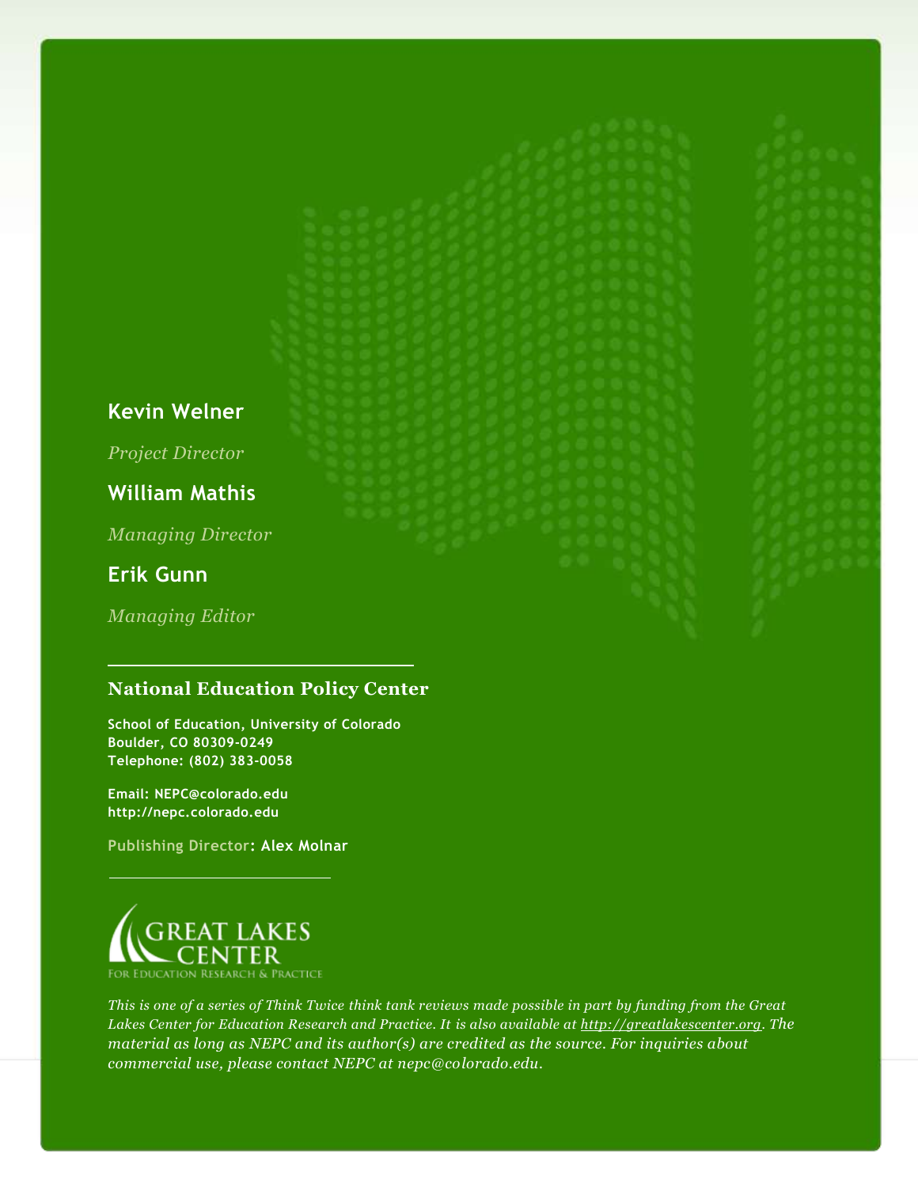**Kevin Welner**

*Project Director*

**William Mathis**

*Managing Director*

**Erik Gunn**

*Managing Editor*

---

**National Education Policy Center**

**School of Education, University of Colorado**
**Boulder, CO 80309-0249**
**Telephone: (802) 383-0058**

**Email: NEPC@colorado.edu**
**http://nepc.colorado.edu**

**Publishing Director: Alex Molnar**

---

GREAT LAKES CENTER
FOR EDUCATION RESEARCH & PRACTICE

*This is one of a series of Think Twice think tank reviews made possible in part by funding from the Great Lakes Center for Education Research and Practice. It is also available at http://greatlakescenter.org. The material as long as NEPC and its author(s) are credited as the source. For inquiries about commercial use, please contact NEPC at nepc@colorado.edu.*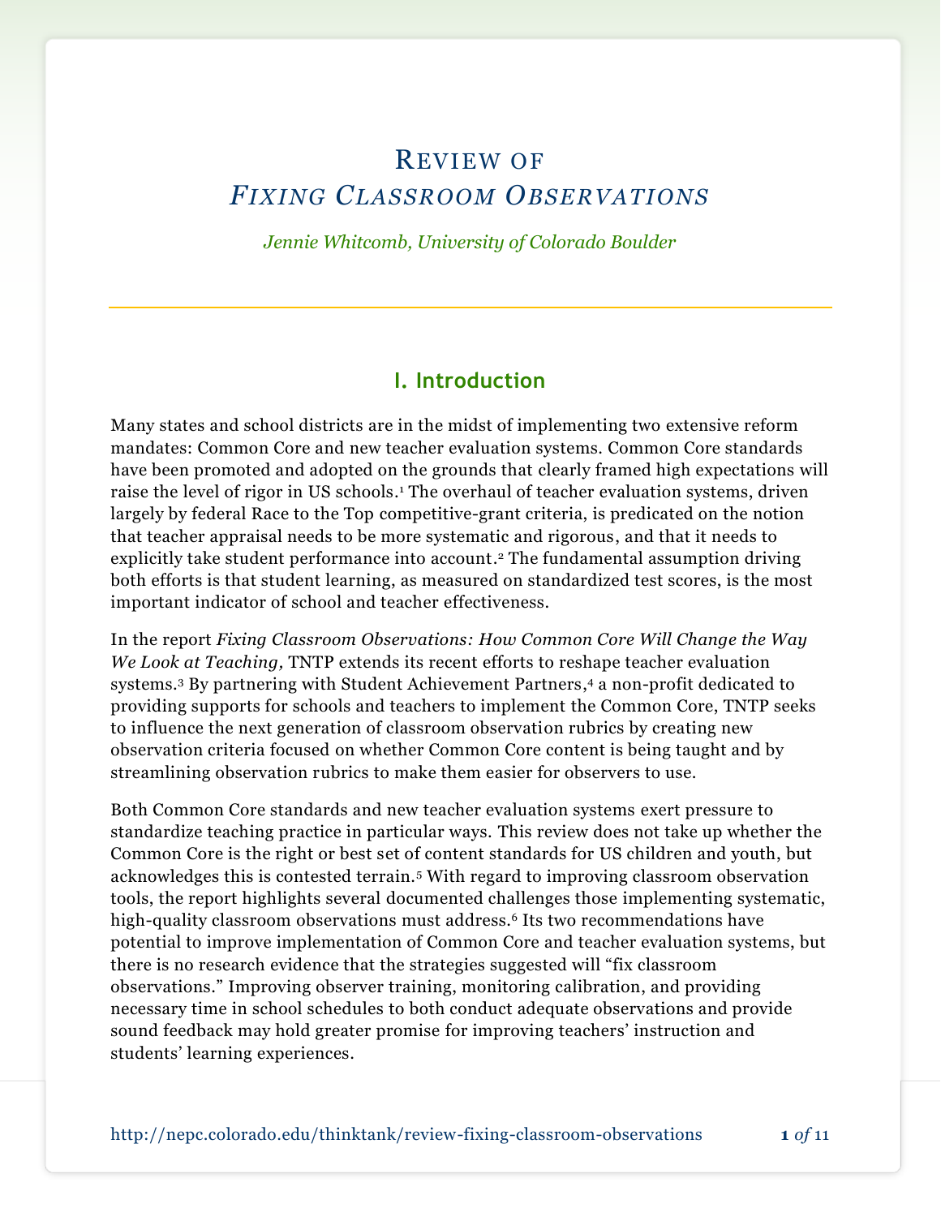# Review of *Fixing Classroom Observations*

*Jennie Whitcomb, University of Colorado Boulder*

## I. Introduction

Many states and school districts are in the midst of implementing two extensive reform mandates: Common Core and new teacher evaluation systems. Common Core standards have been promoted and adopted on the grounds that clearly framed high expectations will raise the level of rigor in US schools.[1] The overhaul of teacher evaluation systems, driven largely by federal Race to the Top competitive-grant criteria, is predicated on the notion that teacher appraisal needs to be more systematic and rigorous, and that it needs to explicitly take student performance into account.[2] The fundamental assumption driving both efforts is that student learning, as measured on standardized test scores, is the most important indicator of school and teacher effectiveness.

In the report *Fixing Classroom Observations: How Common Core Will Change the Way We Look at Teaching,* TNTP extends its recent efforts to reshape teacher evaluation systems.[3] By partnering with Student Achievement Partners,[4] a non-profit dedicated to providing supports for schools and teachers to implement the Common Core, TNTP seeks to influence the next generation of classroom observation rubrics by creating new observation criteria focused on whether Common Core content is being taught and by streamlining observation rubrics to make them easier for observers to use.

Both Common Core standards and new teacher evaluation systems exert pressure to standardize teaching practice in particular ways. This review does not take up whether the Common Core is the right or best set of content standards for US children and youth, but acknowledges this is contested terrain.[5] With regard to improving classroom observation tools, the report highlights several documented challenges those implementing systematic, high-quality classroom observations must address.[6] Its two recommendations have potential to improve implementation of Common Core and teacher evaluation systems, but there is no research evidence that the strategies suggested will "fix classroom observations." Improving observer training, monitoring calibration, and providing necessary time in school schedules to both conduct adequate observations and provide sound feedback may hold greater promise for improving teachers' instruction and students' learning experiences.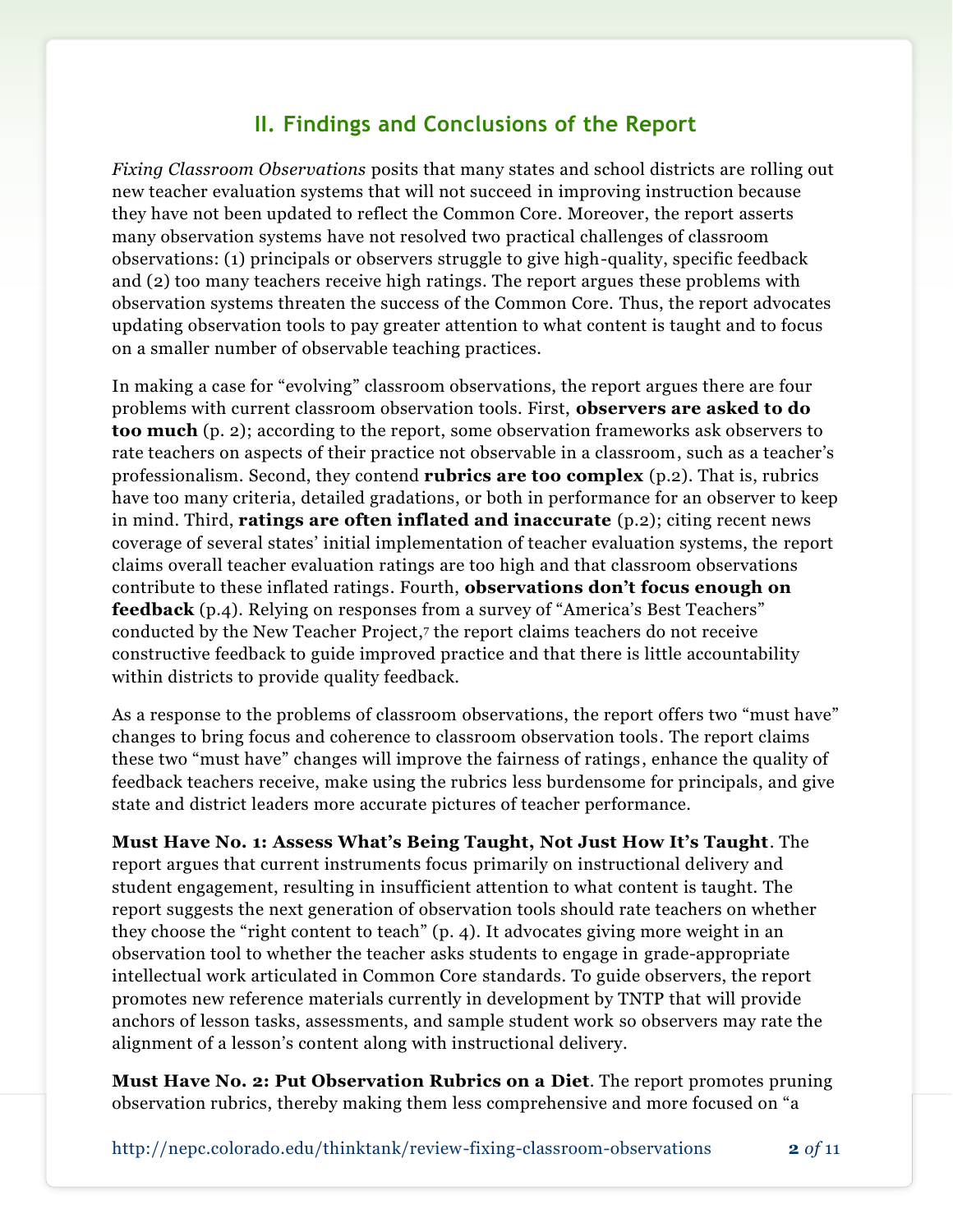## II. Findings and Conclusions of the Report

*Fixing Classroom Observations* posits that many states and school districts are rolling out new teacher evaluation systems that will not succeed in improving instruction because they have not been updated to reflect the Common Core. Moreover, the report asserts many observation systems have not resolved two practical challenges of classroom observations: (1) principals or observers struggle to give high-quality, specific feedback and (2) too many teachers receive high ratings. The report argues these problems with observation systems threaten the success of the Common Core. Thus, the report advocates updating observation tools to pay greater attention to what content is taught and to focus on a smaller number of observable teaching practices.

In making a case for "evolving" classroom observations, the report argues there are four problems with current classroom observation tools. First, **observers are asked to do too much** (p. 2); according to the report, some observation frameworks ask observers to rate teachers on aspects of their practice not observable in a classroom, such as a teacher's professionalism. Second, they contend **rubrics are too complex** (p.2). That is, rubrics have too many criteria, detailed gradations, or both in performance for an observer to keep in mind. Third, **ratings are often inflated and inaccurate** (p.2); citing recent news coverage of several states' initial implementation of teacher evaluation systems, the report claims overall teacher evaluation ratings are too high and that classroom observations contribute to these inflated ratings. Fourth, **observations don't focus enough on feedback** (p.4). Relying on responses from a survey of "America's Best Teachers" conducted by the New Teacher Project,[7] the report claims teachers do not receive constructive feedback to guide improved practice and that there is little accountability within districts to provide quality feedback.

As a response to the problems of classroom observations, the report offers two "must have" changes to bring focus and coherence to classroom observation tools. The report claims these two "must have" changes will improve the fairness of ratings, enhance the quality of feedback teachers receive, make using the rubrics less burdensome for principals, and give state and district leaders more accurate pictures of teacher performance.

**Must Have No. 1: Assess What's Being Taught, Not Just How It's Taught**. The report argues that current instruments focus primarily on instructional delivery and student engagement, resulting in insufficient attention to what content is taught. The report suggests the next generation of observation tools should rate teachers on whether they choose the "right content to teach" (p. 4). It advocates giving more weight in an observation tool to whether the teacher asks students to engage in grade-appropriate intellectual work articulated in Common Core standards. To guide observers, the report promotes new reference materials currently in development by TNTP that will provide anchors of lesson tasks, assessments, and sample student work so observers may rate the alignment of a lesson's content along with instructional delivery.

**Must Have No. 2: Put Observation Rubrics on a Diet**. The report promotes pruning observation rubrics, thereby making them less comprehensive and more focused on "a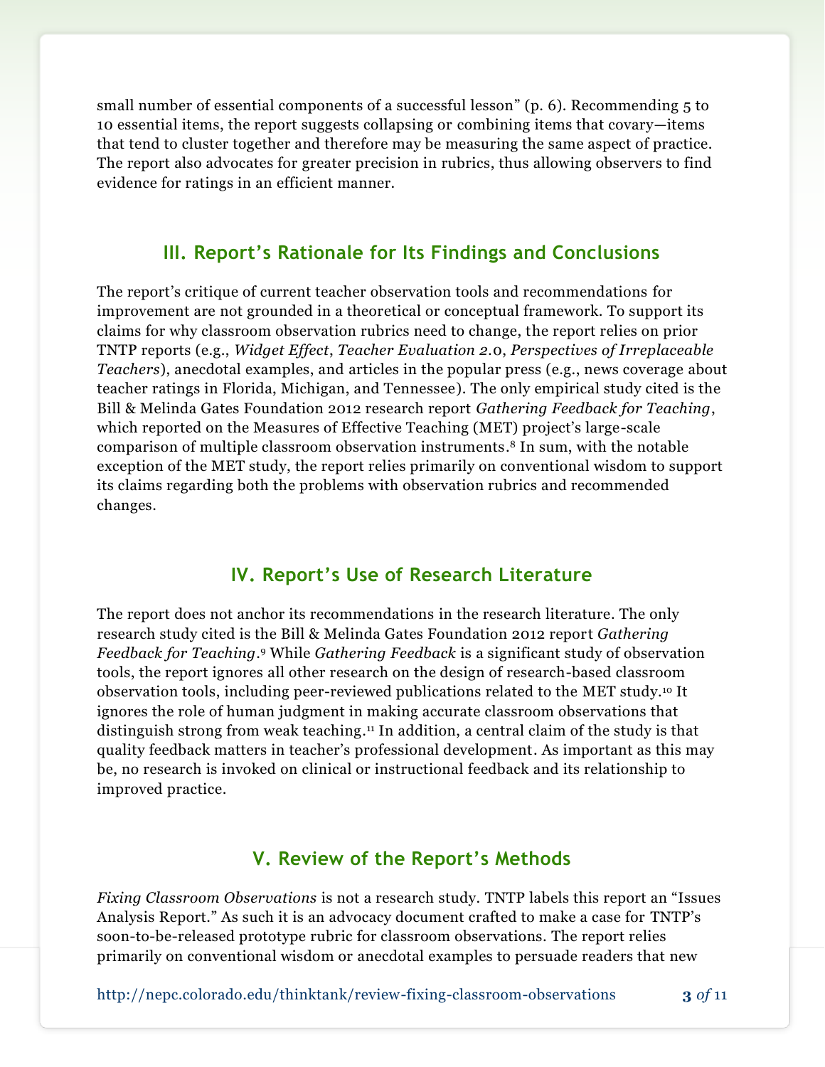small number of essential components of a successful lesson" (p. 6). Recommending 5 to 10 essential items, the report suggests collapsing or combining items that covary—items that tend to cluster together and therefore may be measuring the same aspect of practice. The report also advocates for greater precision in rubrics, thus allowing observers to find evidence for ratings in an efficient manner.

## III. Report's Rationale for Its Findings and Conclusions

The report's critique of current teacher observation tools and recommendations for improvement are not grounded in a theoretical or conceptual framework. To support its claims for why classroom observation rubrics need to change, the report relies on prior TNTP reports (e.g., *Widget Effect*, *Teacher Evaluation 2.0*, *Perspectives of Irreplaceable Teachers*), anecdotal examples, and articles in the popular press (e.g., news coverage about teacher ratings in Florida, Michigan, and Tennessee). The only empirical study cited is the Bill & Melinda Gates Foundation 2012 research report *Gathering Feedback for Teaching*, which reported on the Measures of Effective Teaching (MET) project's large-scale comparison of multiple classroom observation instruments.[8] In sum, with the notable exception of the MET study, the report relies primarily on conventional wisdom to support its claims regarding both the problems with observation rubrics and recommended changes.

## IV. Report's Use of Research Literature

The report does not anchor its recommendations in the research literature. The only research study cited is the Bill & Melinda Gates Foundation 2012 report *Gathering Feedback for Teaching*.[9] While *Gathering Feedback* is a significant study of observation tools, the report ignores all other research on the design of research-based classroom observation tools, including peer-reviewed publications related to the MET study.[10] It ignores the role of human judgment in making accurate classroom observations that distinguish strong from weak teaching.[11] In addition, a central claim of the study is that quality feedback matters in teacher's professional development. As important as this may be, no research is invoked on clinical or instructional feedback and its relationship to improved practice.

## V. Review of the Report's Methods

*Fixing Classroom Observations* is not a research study. TNTP labels this report an "Issues Analysis Report." As such it is an advocacy document crafted to make a case for TNTP's soon-to-be-released prototype rubric for classroom observations. The report relies primarily on conventional wisdom or anecdotal examples to persuade readers that new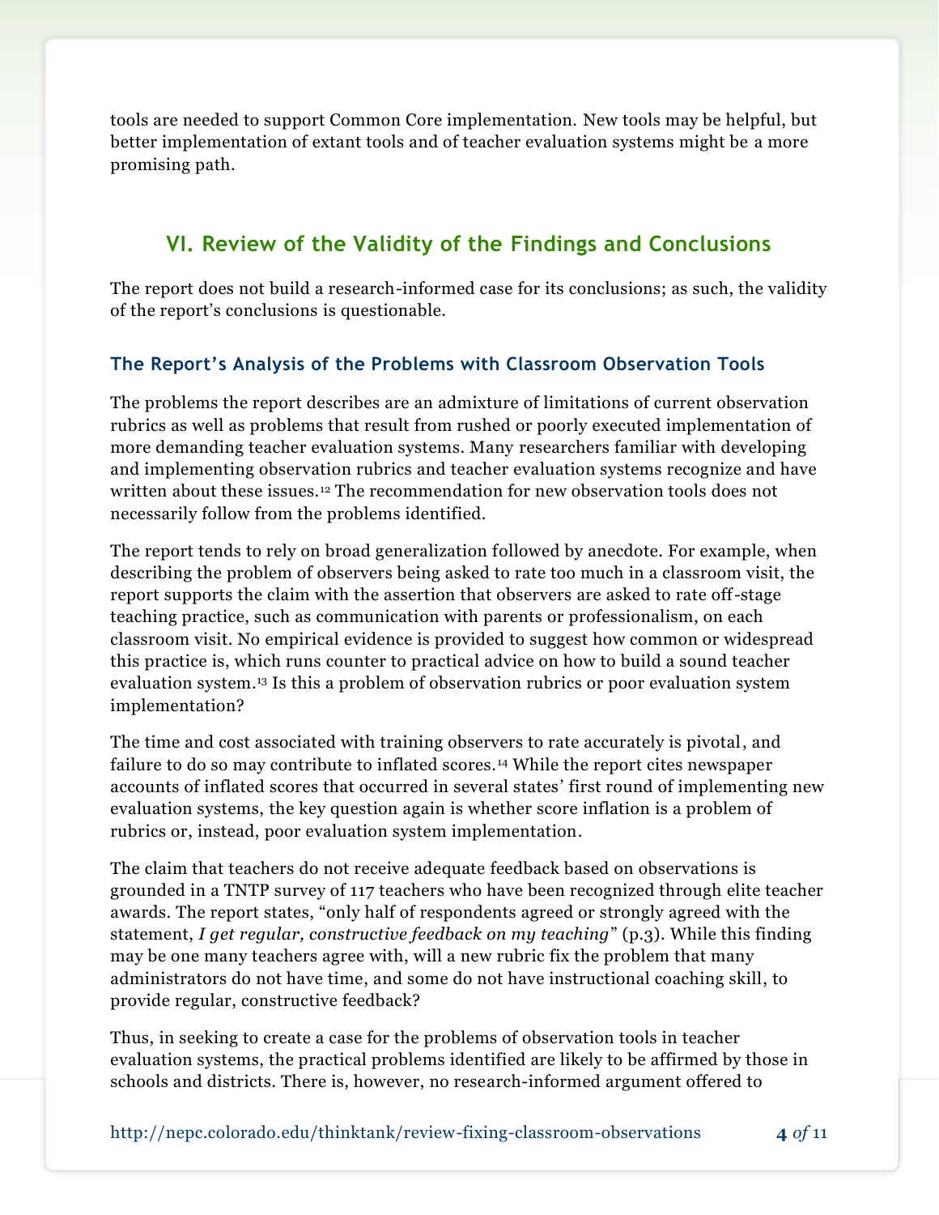tools are needed to support Common Core implementation. New tools may be helpful, but better implementation of extant tools and of teacher evaluation systems might be a more promising path.

## VI. Review of the Validity of the Findings and Conclusions

The report does not build a research-informed case for its conclusions; as such, the validity of the report's conclusions is questionable.

### The Report's Analysis of the Problems with Classroom Observation Tools

The problems the report describes are an admixture of limitations of current observation rubrics as well as problems that result from rushed or poorly executed implementation of more demanding teacher evaluation systems. Many researchers familiar with developing and implementing observation rubrics and teacher evaluation systems recognize and have written about these issues.[12] The recommendation for new observation tools does not necessarily follow from the problems identified.

The report tends to rely on broad generalization followed by anecdote. For example, when describing the problem of observers being asked to rate too much in a classroom visit, the report supports the claim with the assertion that observers are asked to rate off-stage teaching practice, such as communication with parents or professionalism, on each classroom visit. No empirical evidence is provided to suggest how common or widespread this practice is, which runs counter to practical advice on how to build a sound teacher evaluation system.[13] Is this a problem of observation rubrics or poor evaluation system implementation?

The time and cost associated with training observers to rate accurately is pivotal, and failure to do so may contribute to inflated scores.[14] While the report cites newspaper accounts of inflated scores that occurred in several states' first round of implementing new evaluation systems, the key question again is whether score inflation is a problem of rubrics or, instead, poor evaluation system implementation.

The claim that teachers do not receive adequate feedback based on observations is grounded in a TNTP survey of 117 teachers who have been recognized through elite teacher awards. The report states, "only half of respondents agreed or strongly agreed with the statement, *I get regular, constructive feedback on my teaching*" (p.3). While this finding may be one many teachers agree with, will a new rubric fix the problem that many administrators do not have time, and some do not have instructional coaching skill, to provide regular, constructive feedback?

Thus, in seeking to create a case for the problems of observation tools in teacher evaluation systems, the practical problems identified are likely to be affirmed by those in schools and districts. There is, however, no research-informed argument offered to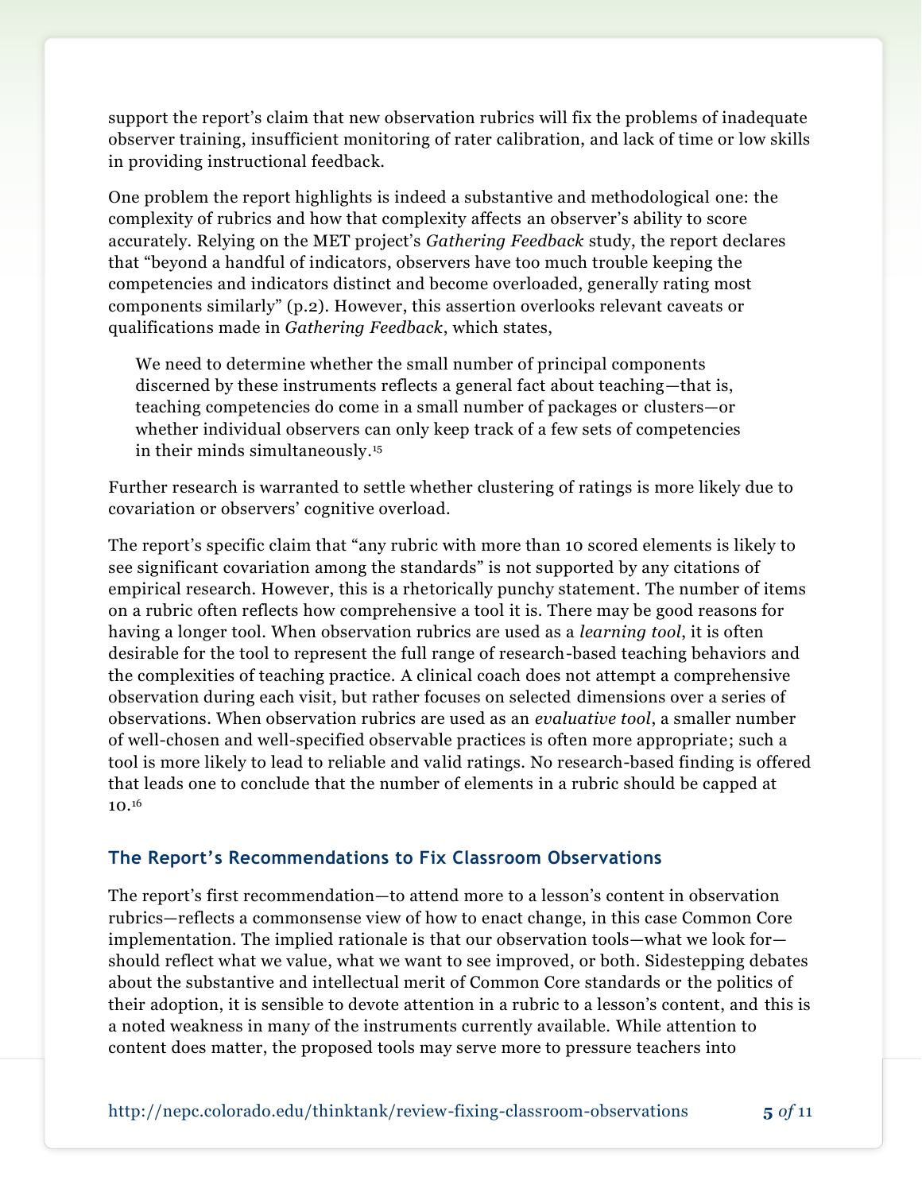support the report's claim that new observation rubrics will fix the problems of inadequate observer training, insufficient monitoring of rater calibration, and lack of time or low skills in providing instructional feedback.

One problem the report highlights is indeed a substantive and methodological one: the complexity of rubrics and how that complexity affects an observer's ability to score accurately. Relying on the MET project's *Gathering Feedback* study, the report declares that "beyond a handful of indicators, observers have too much trouble keeping the competencies and indicators distinct and become overloaded, generally rating most components similarly" (p.2). However, this assertion overlooks relevant caveats or qualifications made in *Gathering Feedback*, which states,

> We need to determine whether the small number of principal components discerned by these instruments reflects a general fact about teaching—that is, teaching competencies do come in a small number of packages or clusters—or whether individual observers can only keep track of a few sets of competencies in their minds simultaneously.[15]

Further research is warranted to settle whether clustering of ratings is more likely due to covariation or observers' cognitive overload.

The report's specific claim that "any rubric with more than 10 scored elements is likely to see significant covariation among the standards" is not supported by any citations of empirical research. However, this is a rhetorically punchy statement. The number of items on a rubric often reflects how comprehensive a tool it is. There may be good reasons for having a longer tool. When observation rubrics are used as a *learning tool*, it is often desirable for the tool to represent the full range of research-based teaching behaviors and the complexities of teaching practice. A clinical coach does not attempt a comprehensive observation during each visit, but rather focuses on selected dimensions over a series of observations. When observation rubrics are used as an *evaluative tool*, a smaller number of well-chosen and well-specified observable practices is often more appropriate; such a tool is more likely to lead to reliable and valid ratings. No research-based finding is offered that leads one to conclude that the number of elements in a rubric should be capped at 10.[16]

### The Report's Recommendations to Fix Classroom Observations

The report's first recommendation—to attend more to a lesson's content in observation rubrics—reflects a commonsense view of how to enact change, in this case Common Core implementation. The implied rationale is that our observation tools—what we look for—should reflect what we value, what we want to see improved, or both. Sidestepping debates about the substantive and intellectual merit of Common Core standards or the politics of their adoption, it is sensible to devote attention in a rubric to a lesson's content, and this is a noted weakness in many of the instruments currently available. While attention to content does matter, the proposed tools may serve more to pressure teachers into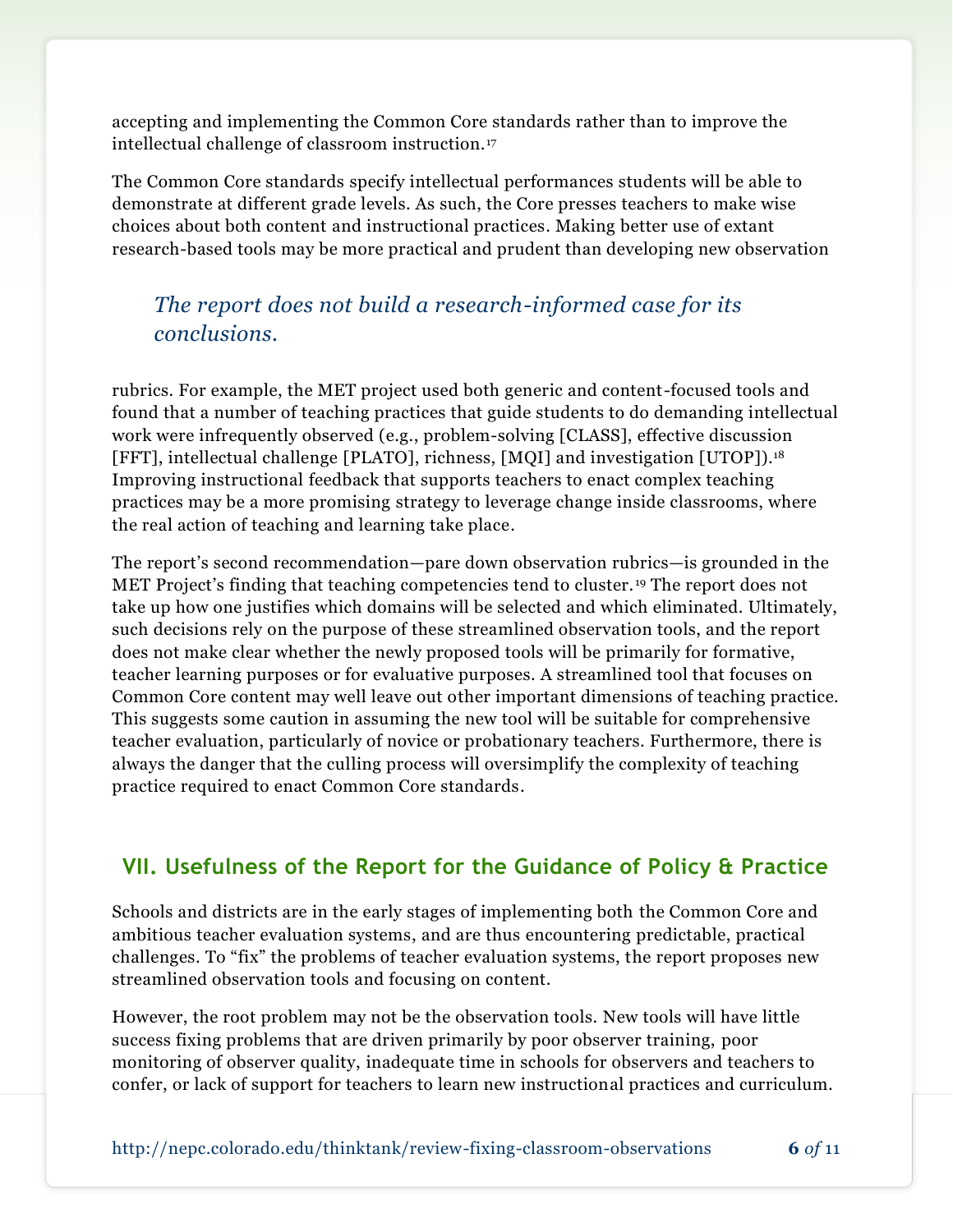accepting and implementing the Common Core standards rather than to improve the intellectual challenge of classroom instruction.[17]

The Common Core standards specify intellectual performances students will be able to demonstrate at different grade levels. As such, the Core presses teachers to make wise choices about both content and instructional practices. Making better use of extant research-based tools may be more practical and prudent than developing new observation rubrics. For example, the MET project used both generic and content-focused tools and found that a number of teaching practices that guide students to do demanding intellectual work were infrequently observed (e.g., problem-solving [CLASS], effective discussion [FFT], intellectual challenge [PLATO], richness, [MQI] and investigation [UTOP]).[18] Improving instructional feedback that supports teachers to enact complex teaching practices may be a more promising strategy to leverage change inside classrooms, where the real action of teaching and learning take place.

> *The report does not build a research-informed case for its conclusions.*

The report's second recommendation—pare down observation rubrics—is grounded in the MET Project's finding that teaching competencies tend to cluster.[19] The report does not take up how one justifies which domains will be selected and which eliminated. Ultimately, such decisions rely on the purpose of these streamlined observation tools, and the report does not make clear whether the newly proposed tools will be primarily for formative, teacher learning purposes or for evaluative purposes. A streamlined tool that focuses on Common Core content may well leave out other important dimensions of teaching practice. This suggests some caution in assuming the new tool will be suitable for comprehensive teacher evaluation, particularly of novice or probationary teachers. Furthermore, there is always the danger that the culling process will oversimplify the complexity of teaching practice required to enact Common Core standards.

## VII. Usefulness of the Report for the Guidance of Policy & Practice

Schools and districts are in the early stages of implementing both the Common Core and ambitious teacher evaluation systems, and are thus encountering predictable, practical challenges. To "fix" the problems of teacher evaluation systems, the report proposes new streamlined observation tools and focusing on content.

However, the root problem may not be the observation tools. New tools will have little success fixing problems that are driven primarily by poor observer training, poor monitoring of observer quality, inadequate time in schools for observers and teachers to confer, or lack of support for teachers to learn new instructional practices and curriculum.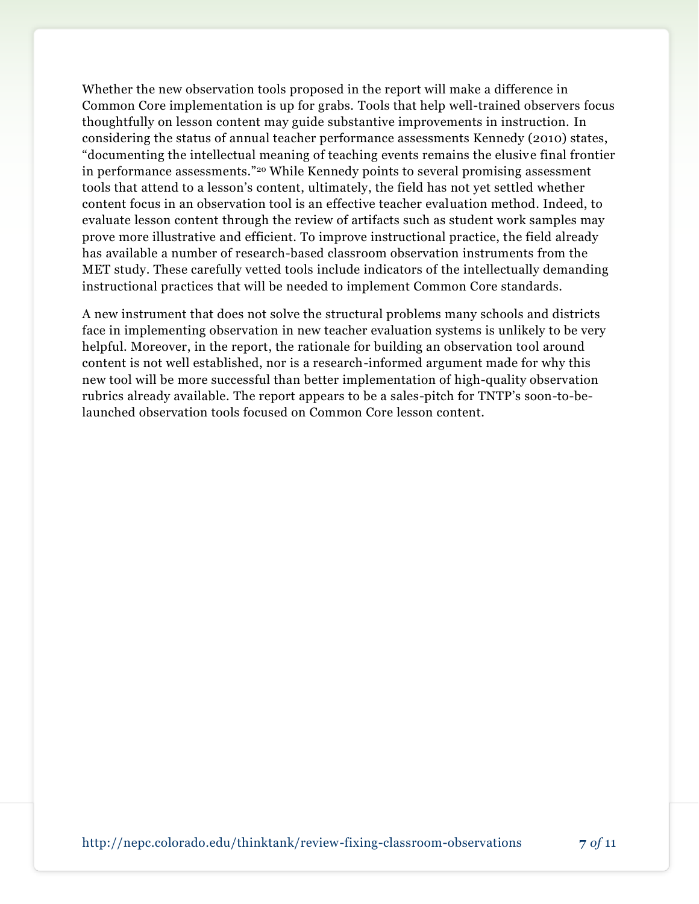Whether the new observation tools proposed in the report will make a difference in Common Core implementation is up for grabs. Tools that help well-trained observers focus thoughtfully on lesson content may guide substantive improvements in instruction. In considering the status of annual teacher performance assessments Kennedy (2010) states, "documenting the intellectual meaning of teaching events remains the elusive final frontier in performance assessments."[20] While Kennedy points to several promising assessment tools that attend to a lesson's content, ultimately, the field has not yet settled whether content focus in an observation tool is an effective teacher evaluation method. Indeed, to evaluate lesson content through the review of artifacts such as student work samples may prove more illustrative and efficient. To improve instructional practice, the field already has available a number of research-based classroom observation instruments from the MET study. These carefully vetted tools include indicators of the intellectually demanding instructional practices that will be needed to implement Common Core standards.

A new instrument that does not solve the structural problems many schools and districts face in implementing observation in new teacher evaluation systems is unlikely to be very helpful. Moreover, in the report, the rationale for building an observation tool around content is not well established, nor is a research-informed argument made for why this new tool will be more successful than better implementation of high-quality observation rubrics already available. The report appears to be a sales-pitch for TNTP's soon-to-be-launched observation tools focused on Common Core lesson content.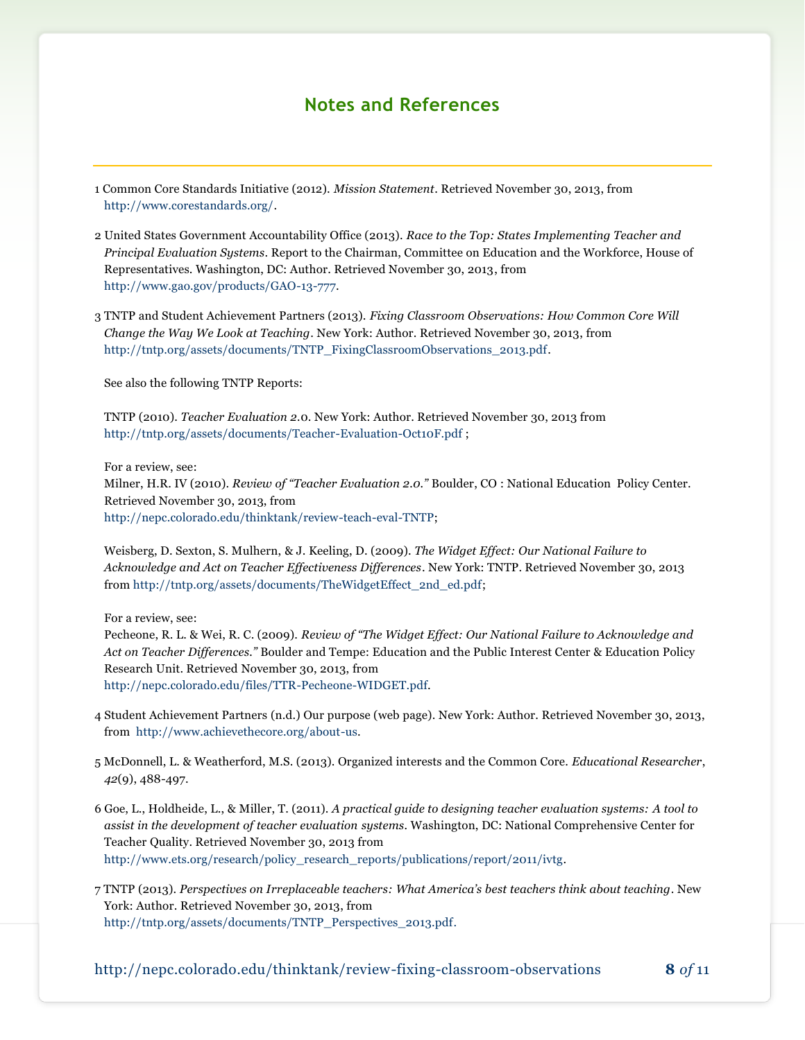## Notes and References

1 Common Core Standards Initiative (2012). *Mission Statement*. Retrieved November 30, 2013, from http://www.corestandards.org/.

2 United States Government Accountability Office (2013). *Race to the Top: States Implementing Teacher and Principal Evaluation Systems*. Report to the Chairman, Committee on Education and the Workforce, House of Representatives. Washington, DC: Author. Retrieved November 30, 2013, from http://www.gao.gov/products/GAO-13-777.

3 TNTP and Student Achievement Partners (2013). *Fixing Classroom Observations: How Common Core Will Change the Way We Look at Teaching*. New York: Author. Retrieved November 30, 2013, from http://tntp.org/assets/documents/TNTP_FixingClassroomObservations_2013.pdf.

See also the following TNTP Reports:

TNTP (2010). *Teacher Evaluation 2.0*. New York: Author. Retrieved November 30, 2013 from http://tntp.org/assets/documents/Teacher-Evaluation-Oct10F.pdf ;

For a review, see:
Milner, H.R. IV (2010). *Review of "Teacher Evaluation 2.0."* Boulder, CO : National Education Policy Center. Retrieved November 30, 2013, from http://nepc.colorado.edu/thinktank/review-teach-eval-TNTP;

Weisberg, D. Sexton, S. Mulhern, & J. Keeling, D. (2009). *The Widget Effect: Our National Failure to Acknowledge and Act on Teacher Effectiveness Differences*. New York: TNTP. Retrieved November 30, 2013 from http://tntp.org/assets/documents/TheWidgetEffect_2nd_ed.pdf;

For a review, see:
Pecheone, R. L. & Wei, R. C. (2009). *Review of "The Widget Effect: Our National Failure to Acknowledge and Act on Teacher Differences."* Boulder and Tempe: Education and the Public Interest Center & Education Policy Research Unit. Retrieved November 30, 2013, from http://nepc.colorado.edu/files/TTR-Pecheone-WIDGET.pdf.

4 Student Achievement Partners (n.d.) Our purpose (web page). New York: Author. Retrieved November 30, 2013, from http://www.achievethecore.org/about-us.

5 McDonnell, L. & Weatherford, M.S. (2013). Organized interests and the Common Core. *Educational Researcher*, *42*(9), 488-497.

6 Goe, L., Holdheide, L., & Miller, T. (2011). *A practical guide to designing teacher evaluation systems: A tool to assist in the development of teacher evaluation systems*. Washington, DC: National Comprehensive Center for Teacher Quality. Retrieved November 30, 2013 from http://www.ets.org/research/policy_research_reports/publications/report/2011/ivtg.

7 TNTP (2013). *Perspectives on Irreplaceable teachers: What America's best teachers think about teaching*. New York: Author. Retrieved November 30, 2013, from http://tntp.org/assets/documents/TNTP_Perspectives_2013.pdf.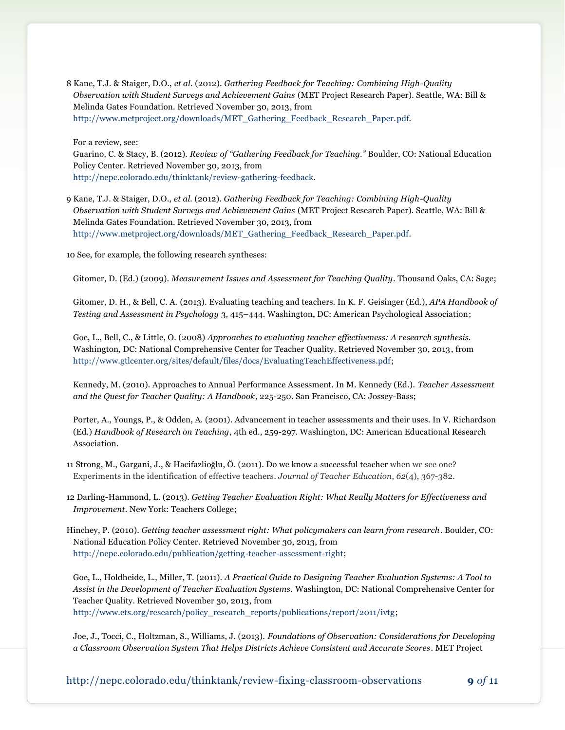8 Kane, T.J. & Staiger, D.O., *et al.* (2012). *Gathering Feedback for Teaching: Combining High-Quality Observation with Student Surveys and Achievement Gains* (MET Project Research Paper). Seattle, WA: Bill & Melinda Gates Foundation. Retrieved November 30, 2013, from http://www.metproject.org/downloads/MET_Gathering_Feedback_Research_Paper.pdf.

For a review, see:
Guarino, C. & Stacy, B. (2012). *Review of "Gathering Feedback for Teaching."* Boulder, CO: National Education Policy Center. Retrieved November 30, 2013, from http://nepc.colorado.edu/thinktank/review-gathering-feedback.

9 Kane, T.J. & Staiger, D.O., *et al.* (2012). *Gathering Feedback for Teaching: Combining High-Quality Observation with Student Surveys and Achievement Gains* (MET Project Research Paper). Seattle, WA: Bill & Melinda Gates Foundation. Retrieved November 30, 2013, from http://www.metproject.org/downloads/MET_Gathering_Feedback_Research_Paper.pdf.

10 See, for example, the following research syntheses:

Gitomer, D. (Ed.) (2009). *Measurement Issues and Assessment for Teaching Quality*. Thousand Oaks, CA: Sage;

Gitomer, D. H., & Bell, C. A. (2013). Evaluating teaching and teachers. In K. F. Geisinger (Ed.), *APA Handbook of Testing and Assessment in Psychology* 3, 415–444. Washington, DC: American Psychological Association;

Goe, L., Bell, C., & Little, O. (2008) *Approaches to evaluating teacher effectiveness: A research synthesis.* Washington, DC: National Comprehensive Center for Teacher Quality. Retrieved November 30, 2013, from http://www.gtlcenter.org/sites/default/files/docs/EvaluatingTeachEffectiveness.pdf;

Kennedy, M. (2010). Approaches to Annual Performance Assessment. In M. Kennedy (Ed.). *Teacher Assessment and the Quest for Teacher Quality: A Handbook*, 225-250. San Francisco, CA: Jossey-Bass;

Porter, A., Youngs, P., & Odden, A. (2001). Advancement in teacher assessments and their uses. In V. Richardson (Ed.) *Handbook of Research on Teaching*, 4th ed., 259-297. Washington, DC: American Educational Research Association.

11 Strong, M., Gargani, J., & Hacifazlioğlu, Ö. (2011). Do we know a successful teacher when we see one? Experiments in the identification of effective teachers. *Journal of Teacher Education*, *62*(4), 367-382.

12 Darling-Hammond, L. (2013). *Getting Teacher Evaluation Right: What Really Matters for Effectiveness and Improvement*. New York: Teachers College;

Hinchey, P. (2010). *Getting teacher assessment right: What policymakers can learn from research*. Boulder, CO: National Education Policy Center. Retrieved November 30, 2013, from http://nepc.colorado.edu/publication/getting-teacher-assessment-right;

Goe, L., Holdheide, L., Miller, T. (2011). *A Practical Guide to Designing Teacher Evaluation Systems: A Tool to Assist in the Development of Teacher Evaluation Systems.* Washington, DC: National Comprehensive Center for Teacher Quality. Retrieved November 30, 2013, from http://www.ets.org/research/policy_research_reports/publications/report/2011/ivtg;

Joe, J., Tocci, C., Holtzman, S., Williams, J. (2013). *Foundations of Observation: Considerations for Developing a Classroom Observation System That Helps Districts Achieve Consistent and Accurate Scores*. MET Project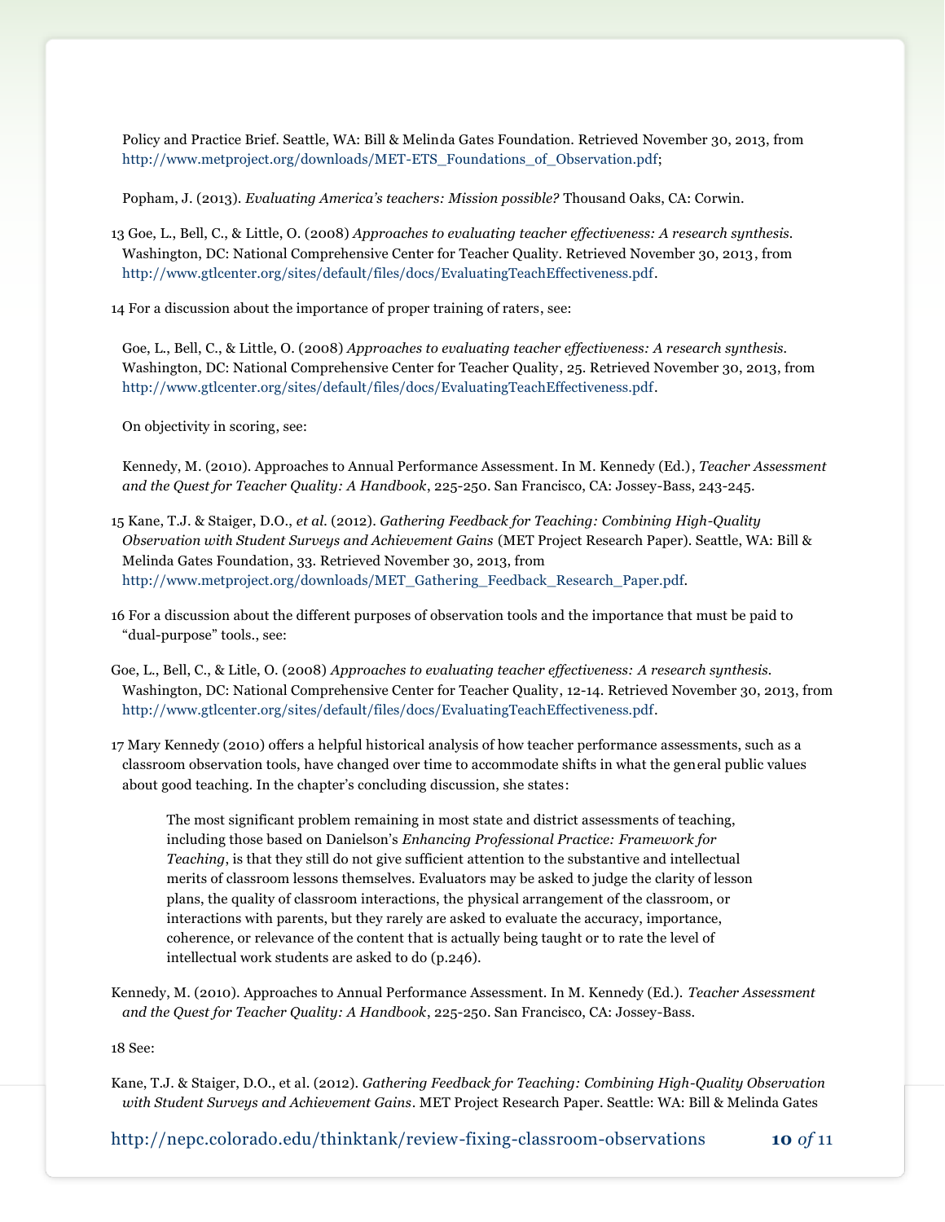Policy and Practice Brief. Seattle, WA: Bill & Melinda Gates Foundation. Retrieved November 30, 2013, from http://www.metproject.org/downloads/MET-ETS_Foundations_of_Observation.pdf;

Popham, J. (2013). *Evaluating America's teachers: Mission possible?* Thousand Oaks, CA: Corwin.

13 Goe, L., Bell, C., & Little, O. (2008) *Approaches to evaluating teacher effectiveness: A research synthesis.* Washington, DC: National Comprehensive Center for Teacher Quality. Retrieved November 30, 2013, from http://www.gtlcenter.org/sites/default/files/docs/EvaluatingTeachEffectiveness.pdf.

14 For a discussion about the importance of proper training of raters, see:

Goe, L., Bell, C., & Little, O. (2008) *Approaches to evaluating teacher effectiveness: A research synthesis.* Washington, DC: National Comprehensive Center for Teacher Quality, 25. Retrieved November 30, 2013, from http://www.gtlcenter.org/sites/default/files/docs/EvaluatingTeachEffectiveness.pdf.

On objectivity in scoring, see:

Kennedy, M. (2010). Approaches to Annual Performance Assessment. In M. Kennedy (Ed.), *Teacher Assessment and the Quest for Teacher Quality: A Handbook*, 225-250. San Francisco, CA: Jossey-Bass, 243-245.

15 Kane, T.J. & Staiger, D.O., *et al.* (2012). *Gathering Feedback for Teaching: Combining High-Quality Observation with Student Surveys and Achievement Gains* (MET Project Research Paper). Seattle, WA: Bill & Melinda Gates Foundation, 33. Retrieved November 30, 2013, from http://www.metproject.org/downloads/MET_Gathering_Feedback_Research_Paper.pdf.

16 For a discussion about the different purposes of observation tools and the importance that must be paid to "dual-purpose" tools., see:

Goe, L., Bell, C., & Litle, O. (2008) *Approaches to evaluating teacher effectiveness: A research synthesis.* Washington, DC: National Comprehensive Center for Teacher Quality, 12-14. Retrieved November 30, 2013, from http://www.gtlcenter.org/sites/default/files/docs/EvaluatingTeachEffectiveness.pdf.

17 Mary Kennedy (2010) offers a helpful historical analysis of how teacher performance assessments, such as a classroom observation tools, have changed over time to accommodate shifts in what the general public values about good teaching. In the chapter's concluding discussion, she states:

> The most significant problem remaining in most state and district assessments of teaching, including those based on Danielson's *Enhancing Professional Practice: Framework for Teaching*, is that they still do not give sufficient attention to the substantive and intellectual merits of classroom lessons themselves. Evaluators may be asked to judge the clarity of lesson plans, the quality of classroom interactions, the physical arrangement of the classroom, or interactions with parents, but they rarely are asked to evaluate the accuracy, importance, coherence, or relevance of the content that is actually being taught or to rate the level of intellectual work students are asked to do (p.246).

Kennedy, M. (2010). Approaches to Annual Performance Assessment. In M. Kennedy (Ed.). *Teacher Assessment and the Quest for Teacher Quality: A Handbook*, 225-250. San Francisco, CA: Jossey-Bass.

18 See:

Kane, T.J. & Staiger, D.O., et al. (2012). *Gathering Feedback for Teaching: Combining High-Quality Observation with Student Surveys and Achievement Gains*. MET Project Research Paper. Seattle: WA: Bill & Melinda Gates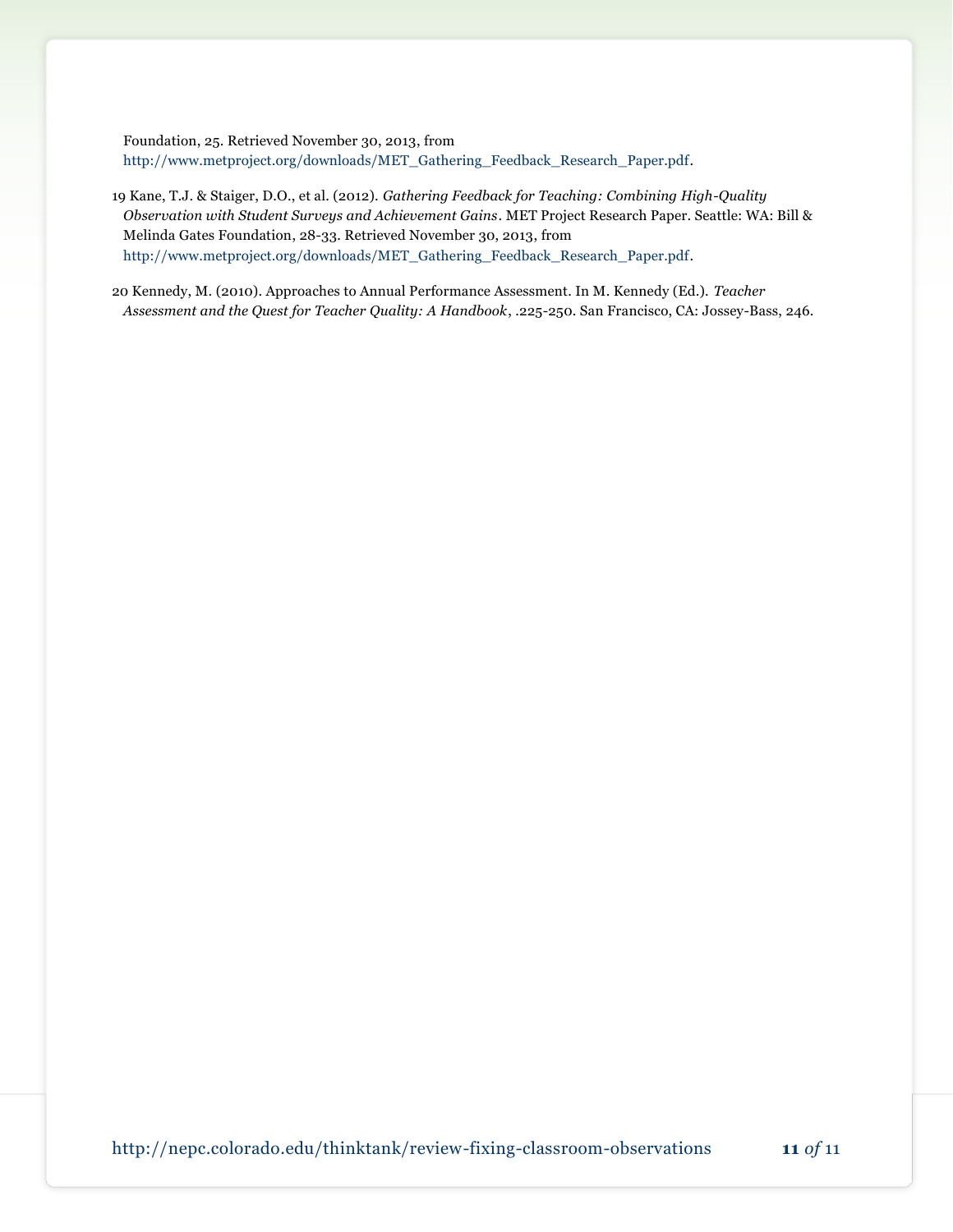Foundation, 25. Retrieved November 30, 2013, from http://www.metproject.org/downloads/MET_Gathering_Feedback_Research_Paper.pdf.

19 Kane, T.J. & Staiger, D.O., et al. (2012). *Gathering Feedback for Teaching: Combining High-Quality Observation with Student Surveys and Achievement Gains*. MET Project Research Paper. Seattle: WA: Bill & Melinda Gates Foundation, 28-33. Retrieved November 30, 2013, from http://www.metproject.org/downloads/MET_Gathering_Feedback_Research_Paper.pdf.

20 Kennedy, M. (2010). Approaches to Annual Performance Assessment. In M. Kennedy (Ed.). *Teacher Assessment and the Quest for Teacher Quality: A Handbook*, .225-250. San Francisco, CA: Jossey-Bass, 246.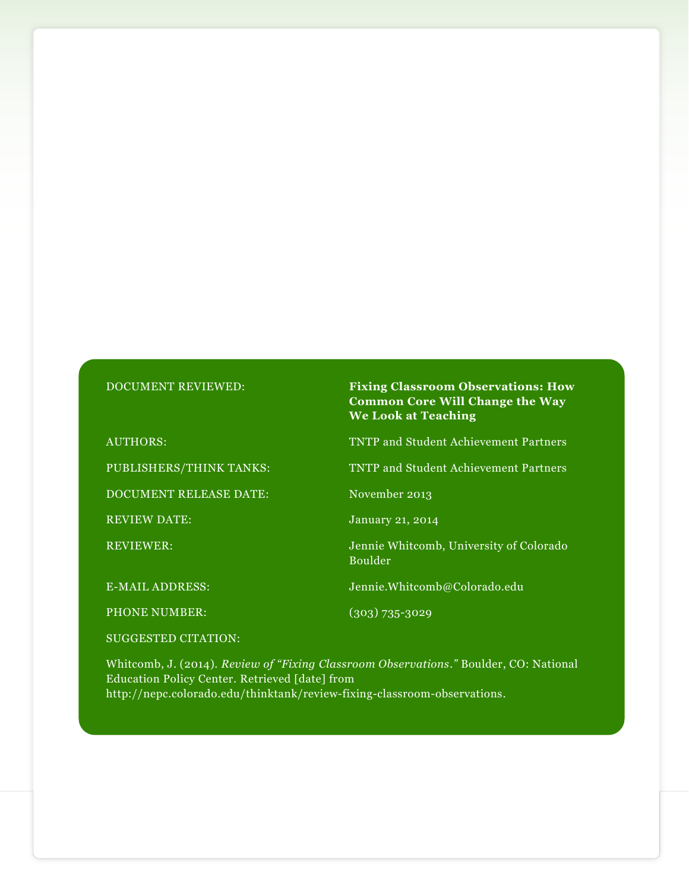| | |
|---|---|
| DOCUMENT REVIEWED: | **Fixing Classroom Observations: How Common Core Will Change the Way We Look at Teaching** |
| AUTHORS: | TNTP and Student Achievement Partners |
| PUBLISHERS/THINK TANKS: | TNTP and Student Achievement Partners |
| DOCUMENT RELEASE DATE: | November 2013 |
| REVIEW DATE: | January 21, 2014 |
| REVIEWER: | Jennie Whitcomb, University of Colorado Boulder |
| E-MAIL ADDRESS: | Jennie.Whitcomb@Colorado.edu |
| PHONE NUMBER: | (303) 735-3029 |

SUGGESTED CITATION:

Whitcomb, J. (2014). *Review of "Fixing Classroom Observations."* Boulder, CO: National Education Policy Center. Retrieved [date] from http://nepc.colorado.edu/thinktank/review-fixing-classroom-observations.